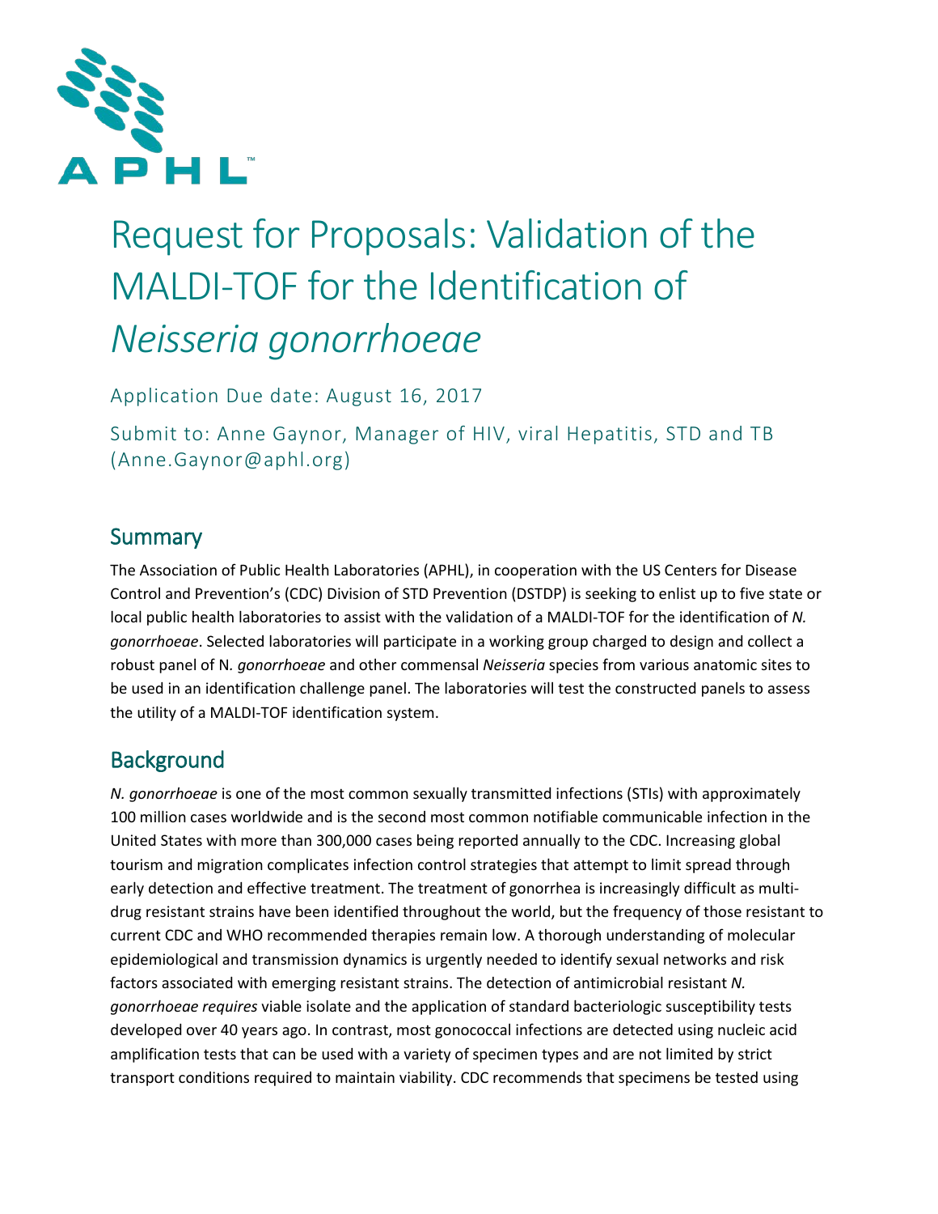APHL

# Request for Proposals: Validation of the MALDI-TOF for the Identification of *Neisseria gonorrhoeae*

Application Due date: August 16, 2017

Submit to: Anne Gaynor, Manager of HIV, viral Hepatitis, STD and TB (Anne.Gaynor@aphl.org)

## Summary

The Association of Public Health Laboratories (APHL), in cooperation with the US Centers for Disease Control and Prevention's (CDC) Division of STD Prevention (DSTDP) is seeking to enlist up to five state or local public health laboratories to assist with the validation of a MALDI-TOF for the identification of *N. gonorrhoeae*. Selected laboratories will participate in a working group charged to design and collect a robust panel of N. *gonorrhoeae* and other commensal *Neisseria* species from various anatomic sites to be used in an identification challenge panel. The laboratories will test the constructed panels to assess the utility of a MALDI-TOF identification system.

## Background

*N. gonorrhoeae* is one of the most common sexually transmitted infections (STIs) with approximately 100 million cases worldwide and is the second most common notifiable communicable infection in the United States with more than 300,000 cases being reported annually to the CDC. Increasing global tourism and migration complicates infection control strategies that attempt to limit spread through early detection and effective treatment. The treatment of gonorrhea is increasingly difficult as multi-drug resistant strains have been identified throughout the world, but the frequency of those resistant to current CDC and WHO recommended therapies remain low. A thorough understanding of molecular epidemiological and transmission dynamics is urgently needed to identify sexual networks and risk factors associated with emerging resistant strains. The detection of antimicrobial resistant *N. gonorrhoeae requires* viable isolate and the application of standard bacteriologic susceptibility tests developed over 40 years ago. In contrast, most gonococcal infections are detected using nucleic acid amplification tests that can be used with a variety of specimen types and are not limited by strict transport conditions required to maintain viability. CDC recommends that specimens be tested using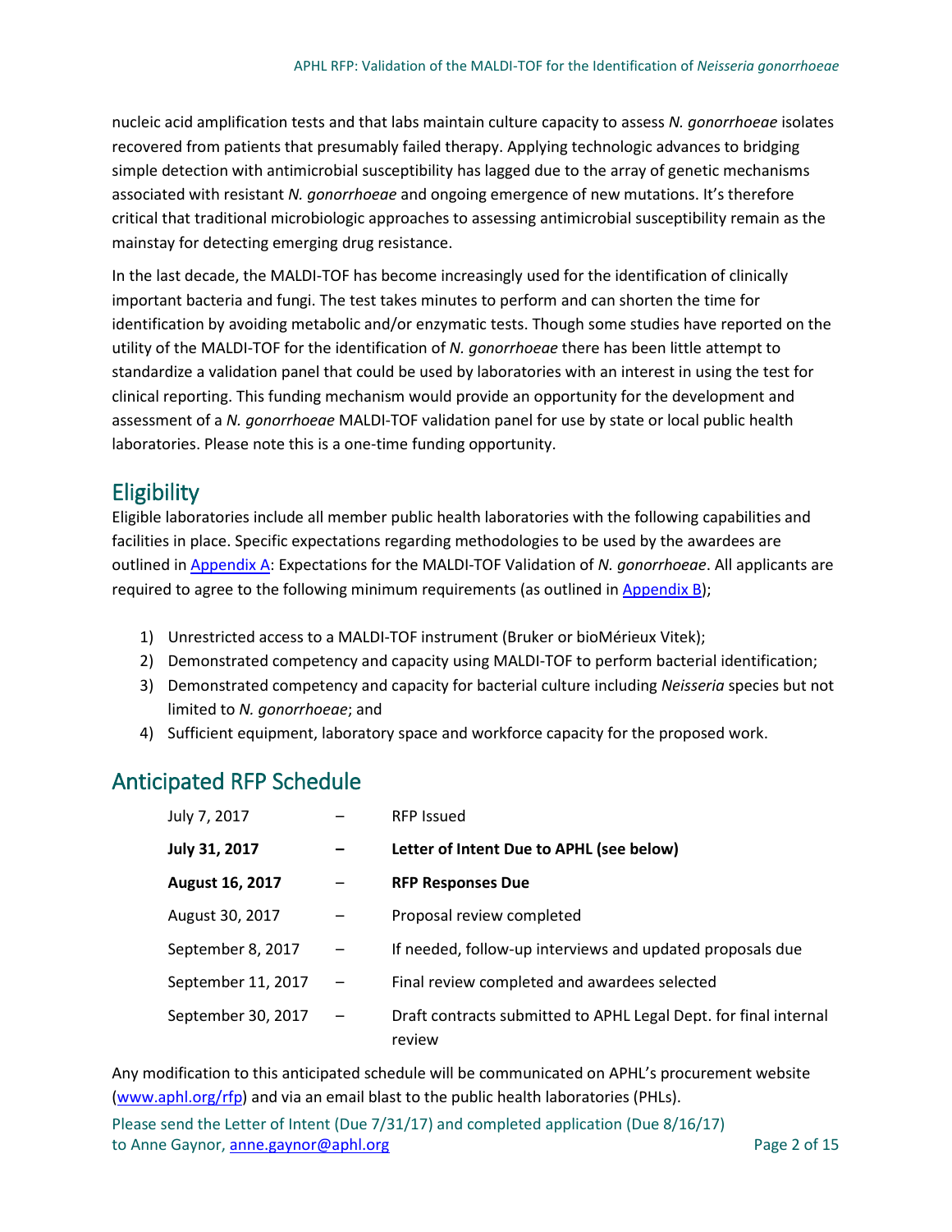nucleic acid amplification tests and that labs maintain culture capacity to assess *N. gonorrhoeae* isolates recovered from patients that presumably failed therapy. Applying technologic advances to bridging simple detection with antimicrobial susceptibility has lagged due to the array of genetic mechanisms associated with resistant *N. gonorrhoeae* and ongoing emergence of new mutations. It's therefore critical that traditional microbiologic approaches to assessing antimicrobial susceptibility remain as the mainstay for detecting emerging drug resistance.

In the last decade, the MALDI-TOF has become increasingly used for the identification of clinically important bacteria and fungi. The test takes minutes to perform and can shorten the time for identification by avoiding metabolic and/or enzymatic tests. Though some studies have reported on the utility of the MALDI-TOF for the identification of *N. gonorrhoeae* there has been little attempt to standardize a validation panel that could be used by laboratories with an interest in using the test for clinical reporting. This funding mechanism would provide an opportunity for the development and assessment of a *N. gonorrhoeae* MALDI-TOF validation panel for use by state or local public health laboratories. Please note this is a one-time funding opportunity.

## Eligibility

Eligible laboratories include all member public health laboratories with the following capabilities and facilities in place. Specific expectations regarding methodologies to be used by the awardees are outlined in Appendix A: Expectations for the MALDI-TOF Validation of *N. gonorrhoeae*. All applicants are required to agree to the following minimum requirements (as outlined in Appendix B);

1) Unrestricted access to a MALDI-TOF instrument (Bruker or bioMérieux Vitek);
2) Demonstrated competency and capacity using MALDI-TOF to perform bacterial identification;
3) Demonstrated competency and capacity for bacterial culture including *Neisseria* species but not limited to *N. gonorrhoeae*; and
4) Sufficient equipment, laboratory space and workforce capacity for the proposed work.

## Anticipated RFP Schedule

| | | |
|---|---|---|
| July 7, 2017 | – | RFP Issued |
| **July 31, 2017** | **–** | **Letter of Intent Due to APHL (see below)** |
| **August 16, 2017** | – | **RFP Responses Due** |
| August 30, 2017 | – | Proposal review completed |
| September 8, 2017 | – | If needed, follow-up interviews and updated proposals due |
| September 11, 2017 | – | Final review completed and awardees selected |
| September 30, 2017 | – | Draft contracts submitted to APHL Legal Dept. for final internal review |

Any modification to this anticipated schedule will be communicated on APHL's procurement website (www.aphl.org/rfp) and via an email blast to the public health laboratories (PHLs).

Please send the Letter of Intent (Due 7/31/17) and completed application (Due 8/16/17) to Anne Gaynor, anne.gaynor@aphl.org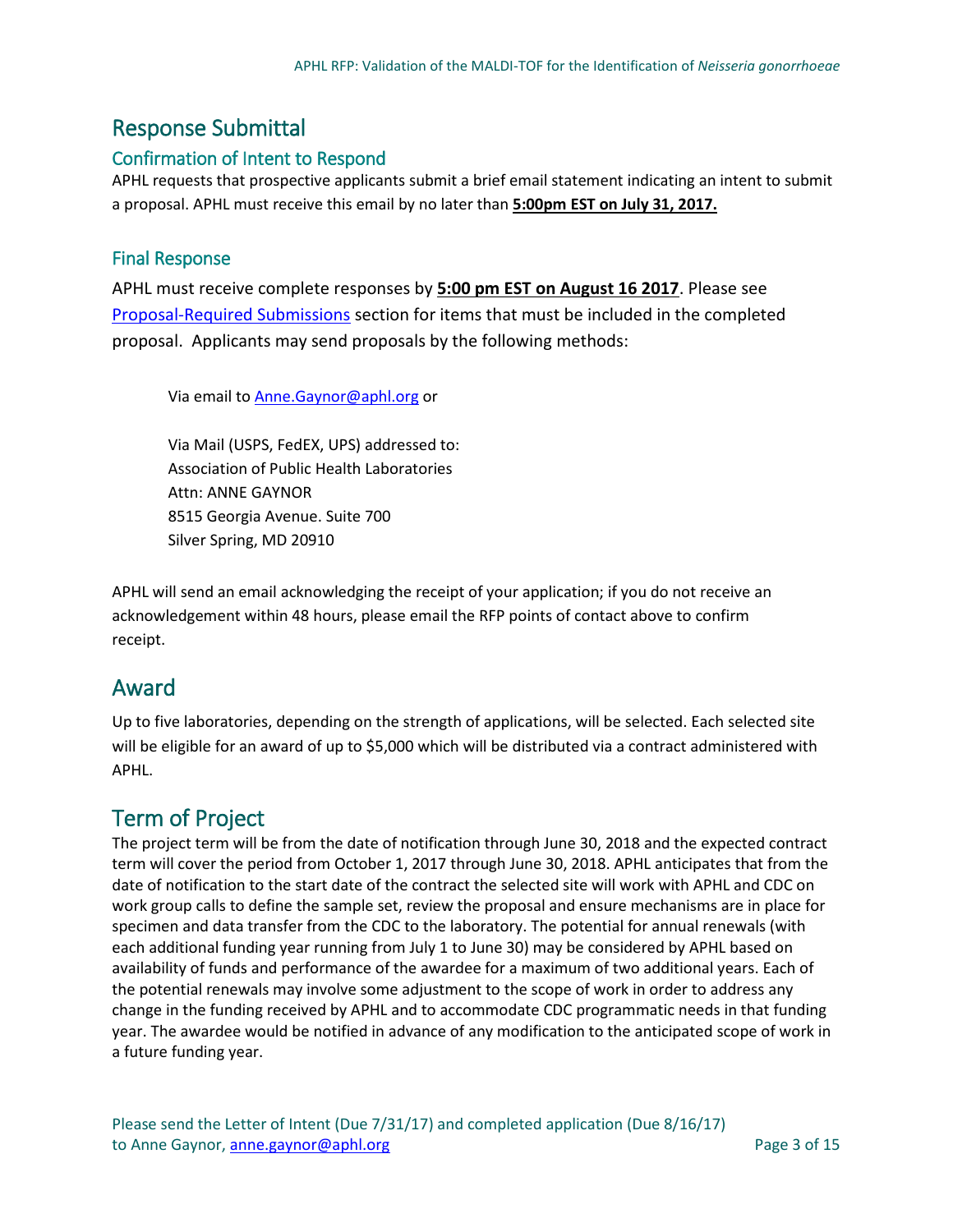## Response Submittal

### Confirmation of Intent to Respond

APHL requests that prospective applicants submit a brief email statement indicating an intent to submit a proposal. APHL must receive this email by no later than **5:00pm EST on July 31, 2017.**

### Final Response

APHL must receive complete responses by **5:00 pm EST on August 16 2017**. Please see Proposal-Required Submissions section for items that must be included in the completed proposal. Applicants may send proposals by the following methods:

Via email to Anne.Gaynor@aphl.org or

Via Mail (USPS, FedEX, UPS) addressed to:
Association of Public Health Laboratories
Attn: ANNE GAYNOR
8515 Georgia Avenue. Suite 700
Silver Spring, MD 20910

APHL will send an email acknowledging the receipt of your application; if you do not receive an acknowledgement within 48 hours, please email the RFP points of contact above to confirm receipt.

## Award

Up to five laboratories, depending on the strength of applications, will be selected. Each selected site will be eligible for an award of up to $5,000 which will be distributed via a contract administered with APHL.

## Term of Project

The project term will be from the date of notification through June 30, 2018 and the expected contract term will cover the period from October 1, 2017 through June 30, 2018. APHL anticipates that from the date of notification to the start date of the contract the selected site will work with APHL and CDC on work group calls to define the sample set, review the proposal and ensure mechanisms are in place for specimen and data transfer from the CDC to the laboratory. The potential for annual renewals (with each additional funding year running from July 1 to June 30) may be considered by APHL based on availability of funds and performance of the awardee for a maximum of two additional years. Each of the potential renewals may involve some adjustment to the scope of work in order to address any change in the funding received by APHL and to accommodate CDC programmatic needs in that funding year. The awardee would be notified in advance of any modification to the anticipated scope of work in a future funding year.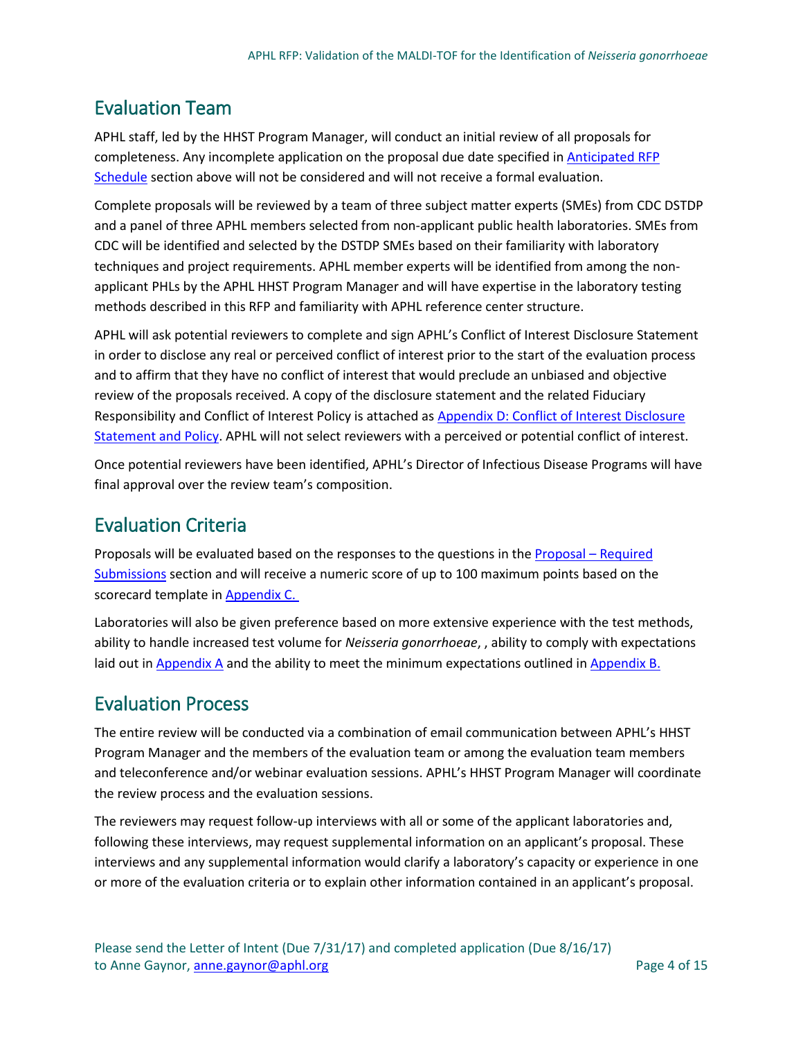## Evaluation Team

APHL staff, led by the HHST Program Manager, will conduct an initial review of all proposals for completeness. Any incomplete application on the proposal due date specified in Anticipated RFP Schedule section above will not be considered and will not receive a formal evaluation.

Complete proposals will be reviewed by a team of three subject matter experts (SMEs) from CDC DSTDP and a panel of three APHL members selected from non-applicant public health laboratories. SMEs from CDC will be identified and selected by the DSTDP SMEs based on their familiarity with laboratory techniques and project requirements. APHL member experts will be identified from among the non-applicant PHLs by the APHL HHST Program Manager and will have expertise in the laboratory testing methods described in this RFP and familiarity with APHL reference center structure.

APHL will ask potential reviewers to complete and sign APHL's Conflict of Interest Disclosure Statement in order to disclose any real or perceived conflict of interest prior to the start of the evaluation process and to affirm that they have no conflict of interest that would preclude an unbiased and objective review of the proposals received. A copy of the disclosure statement and the related Fiduciary Responsibility and Conflict of Interest Policy is attached as Appendix D: Conflict of Interest Disclosure Statement and Policy. APHL will not select reviewers with a perceived or potential conflict of interest.

Once potential reviewers have been identified, APHL's Director of Infectious Disease Programs will have final approval over the review team's composition.

## Evaluation Criteria

Proposals will be evaluated based on the responses to the questions in the Proposal – Required Submissions section and will receive a numeric score of up to 100 maximum points based on the scorecard template in Appendix C.

Laboratories will also be given preference based on more extensive experience with the test methods, ability to handle increased test volume for *Neisseria gonorrhoeae*, , ability to comply with expectations laid out in Appendix A and the ability to meet the minimum expectations outlined in Appendix B.

## Evaluation Process

The entire review will be conducted via a combination of email communication between APHL's HHST Program Manager and the members of the evaluation team or among the evaluation team members and teleconference and/or webinar evaluation sessions. APHL's HHST Program Manager will coordinate the review process and the evaluation sessions.

The reviewers may request follow-up interviews with all or some of the applicant laboratories and, following these interviews, may request supplemental information on an applicant's proposal. These interviews and any supplemental information would clarify a laboratory's capacity or experience in one or more of the evaluation criteria or to explain other information contained in an applicant's proposal.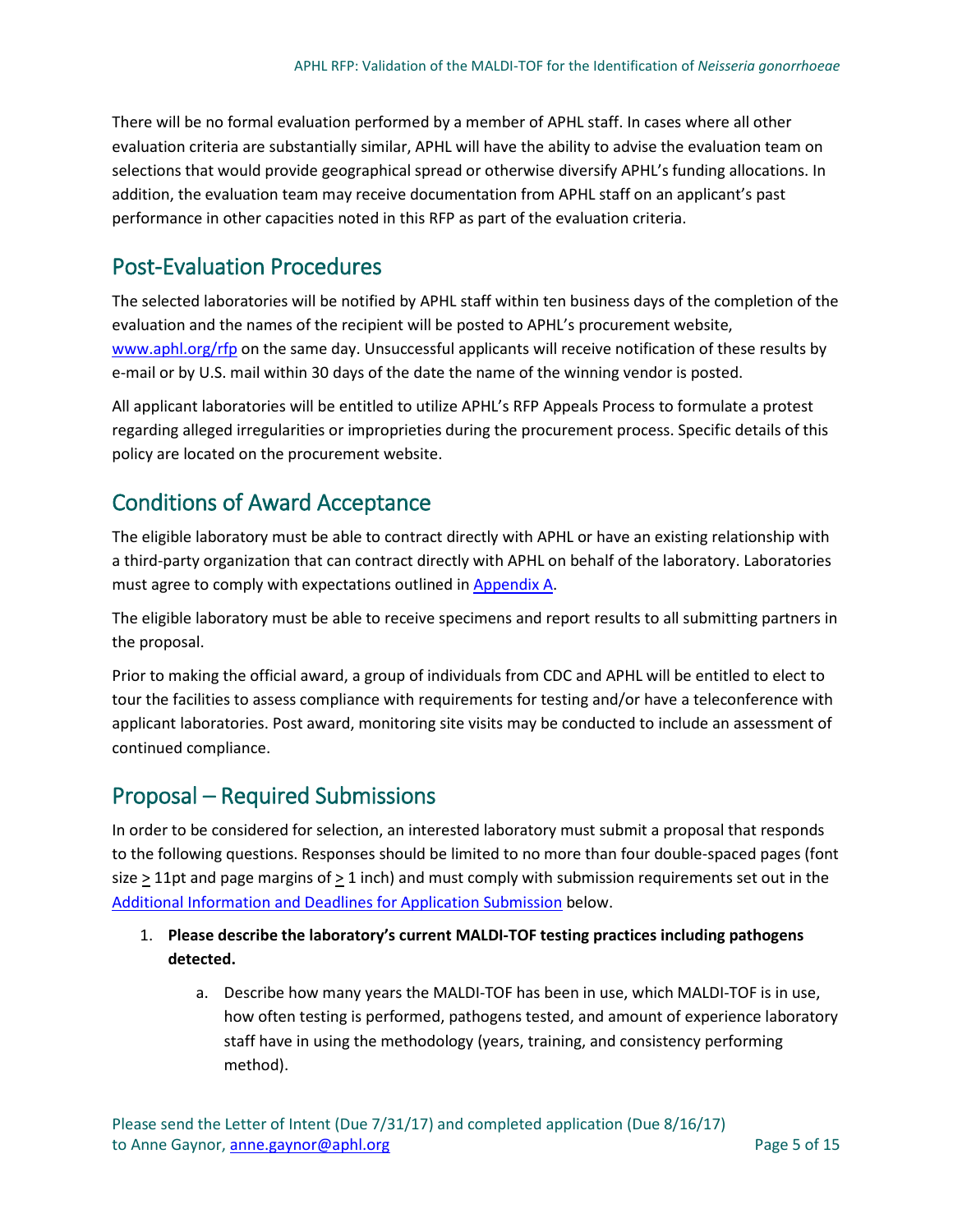There will be no formal evaluation performed by a member of APHL staff. In cases where all other evaluation criteria are substantially similar, APHL will have the ability to advise the evaluation team on selections that would provide geographical spread or otherwise diversify APHL's funding allocations. In addition, the evaluation team may receive documentation from APHL staff on an applicant's past performance in other capacities noted in this RFP as part of the evaluation criteria.

## Post-Evaluation Procedures

The selected laboratories will be notified by APHL staff within ten business days of the completion of the evaluation and the names of the recipient will be posted to APHL's procurement website, [www.aphl.org/rfp](www.aphl.org/rfp) on the same day. Unsuccessful applicants will receive notification of these results by e-mail or by U.S. mail within 30 days of the date the name of the winning vendor is posted.

All applicant laboratories will be entitled to utilize APHL's RFP Appeals Process to formulate a protest regarding alleged irregularities or improprieties during the procurement process. Specific details of this policy are located on the procurement website.

## Conditions of Award Acceptance

The eligible laboratory must be able to contract directly with APHL or have an existing relationship with a third-party organization that can contract directly with APHL on behalf of the laboratory. Laboratories must agree to comply with expectations outlined in Appendix A.

The eligible laboratory must be able to receive specimens and report results to all submitting partners in the proposal.

Prior to making the official award, a group of individuals from CDC and APHL will be entitled to elect to tour the facilities to assess compliance with requirements for testing and/or have a teleconference with applicant laboratories. Post award, monitoring site visits may be conducted to include an assessment of continued compliance.

## Proposal – Required Submissions

In order to be considered for selection, an interested laboratory must submit a proposal that responds to the following questions. Responses should be limited to no more than four double-spaced pages (font size ≥ 11pt and page margins of ≥ 1 inch) and must comply with submission requirements set out in the Additional Information and Deadlines for Application Submission below.

1. **Please describe the laboratory's current MALDI-TOF testing practices including pathogens detected.**
   a. Describe how many years the MALDI-TOF has been in use, which MALDI-TOF is in use, how often testing is performed, pathogens tested, and amount of experience laboratory staff have in using the methodology (years, training, and consistency performing method).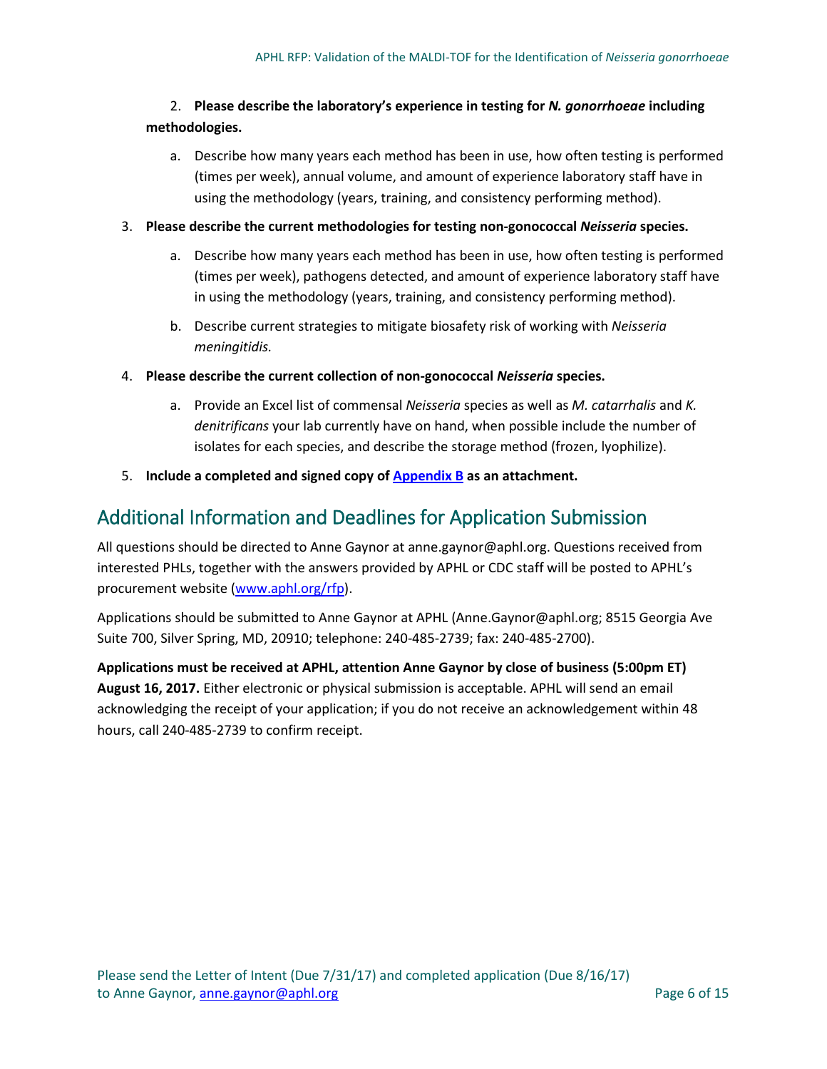2. **Please describe the laboratory's experience in testing for *N. gonorrhoeae* including methodologies.**

    a. Describe how many years each method has been in use, how often testing is performed (times per week), annual volume, and amount of experience laboratory staff have in using the methodology (years, training, and consistency performing method).

3. **Please describe the current methodologies for testing non-gonococcal *Neisseria* species.**

    a. Describe how many years each method has been in use, how often testing is performed (times per week), pathogens detected, and amount of experience laboratory staff have in using the methodology (years, training, and consistency performing method).

    b. Describe current strategies to mitigate biosafety risk of working with *Neisseria meningitidis.*

4. **Please describe the current collection of non-gonococcal *Neisseria* species.**

    a. Provide an Excel list of commensal *Neisseria* species as well as *M. catarrhalis* and *K. denitrificans* your lab currently have on hand, when possible include the number of isolates for each species, and describe the storage method (frozen, lyophilize).

5. **Include a completed and signed copy of [Appendix B] as an attachment.**

## Additional Information and Deadlines for Application Submission

All questions should be directed to Anne Gaynor at anne.gaynor@aphl.org. Questions received from interested PHLs, together with the answers provided by APHL or CDC staff will be posted to APHL's procurement website (www.aphl.org/rfp).

Applications should be submitted to Anne Gaynor at APHL (Anne.Gaynor@aphl.org; 8515 Georgia Ave Suite 700, Silver Spring, MD, 20910; telephone: 240-485-2739; fax: 240-485-2700).

**Applications must be received at APHL, attention Anne Gaynor by close of business (5:00pm ET) August 16, 2017.** Either electronic or physical submission is acceptable. APHL will send an email acknowledging the receipt of your application; if you do not receive an acknowledgement within 48 hours, call 240-485-2739 to confirm receipt.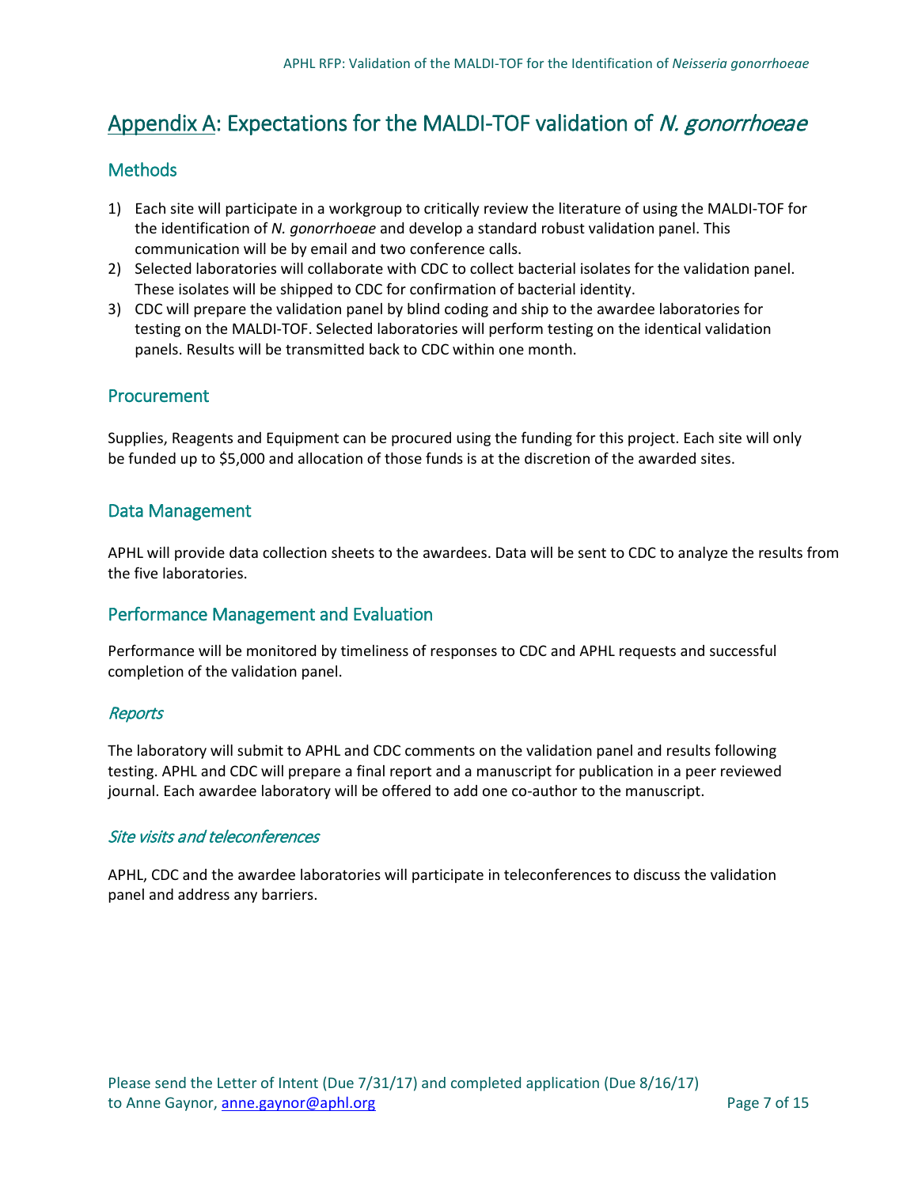# Appendix A: Expectations for the MALDI-TOF validation of *N. gonorrhoeae*

## Methods

1) Each site will participate in a workgroup to critically review the literature of using the MALDI-TOF for the identification of *N. gonorrhoeae* and develop a standard robust validation panel. This communication will be by email and two conference calls.
2) Selected laboratories will collaborate with CDC to collect bacterial isolates for the validation panel. These isolates will be shipped to CDC for confirmation of bacterial identity.
3) CDC will prepare the validation panel by blind coding and ship to the awardee laboratories for testing on the MALDI-TOF. Selected laboratories will perform testing on the identical validation panels. Results will be transmitted back to CDC within one month.

## Procurement

Supplies, Reagents and Equipment can be procured using the funding for this project. Each site will only be funded up to $5,000 and allocation of those funds is at the discretion of the awarded sites.

## Data Management

APHL will provide data collection sheets to the awardees. Data will be sent to CDC to analyze the results from the five laboratories.

## Performance Management and Evaluation

Performance will be monitored by timeliness of responses to CDC and APHL requests and successful completion of the validation panel.

### *Reports*

The laboratory will submit to APHL and CDC comments on the validation panel and results following testing. APHL and CDC will prepare a final report and a manuscript for publication in a peer reviewed journal. Each awardee laboratory will be offered to add one co-author to the manuscript.

### *Site visits and teleconferences*

APHL, CDC and the awardee laboratories will participate in teleconferences to discuss the validation panel and address any barriers.

Please send the Letter of Intent (Due 7/31/17) and completed application (Due 8/16/17) to Anne Gaynor, anne.gaynor@aphl.org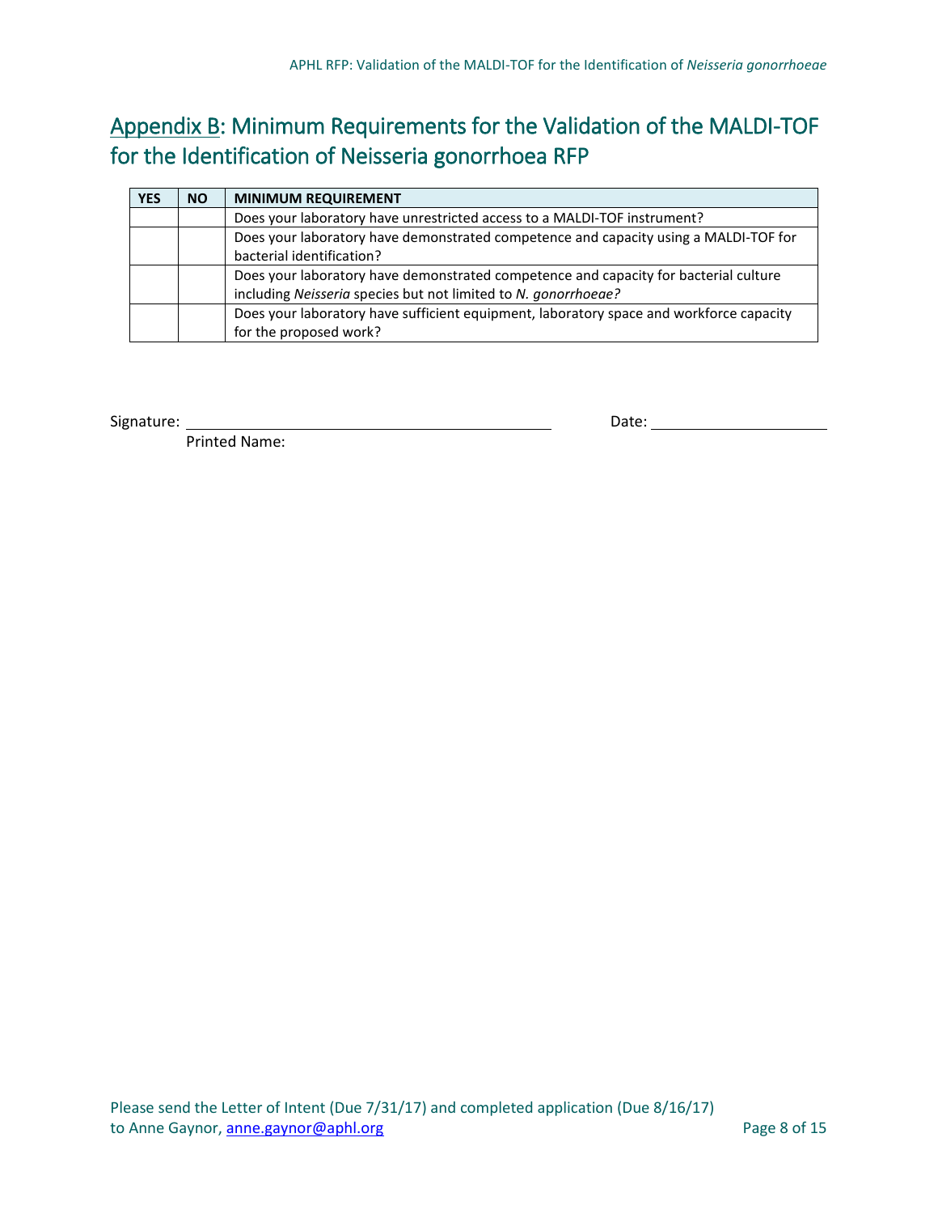# Appendix B: Minimum Requirements for the Validation of the MALDI-TOF for the Identification of Neisseria gonorrhoea RFP

| YES | NO | MINIMUM REQUIREMENT |
|---|---|---|
| | | Does your laboratory have unrestricted access to a MALDI-TOF instrument? |
| | | Does your laboratory have demonstrated competence and capacity using a MALDI-TOF for bacterial identification? |
| | | Does your laboratory have demonstrated competence and capacity for bacterial culture including *Neisseria* species but not limited to *N. gonorrhoeae?* |
| | | Does your laboratory have sufficient equipment, laboratory space and workforce capacity for the proposed work? |

Signature: ______________________________ Date: ____________________

Printed Name:

Please send the Letter of Intent (Due 7/31/17) and completed application (Due 8/16/17) to Anne Gaynor, anne.gaynor@aphl.org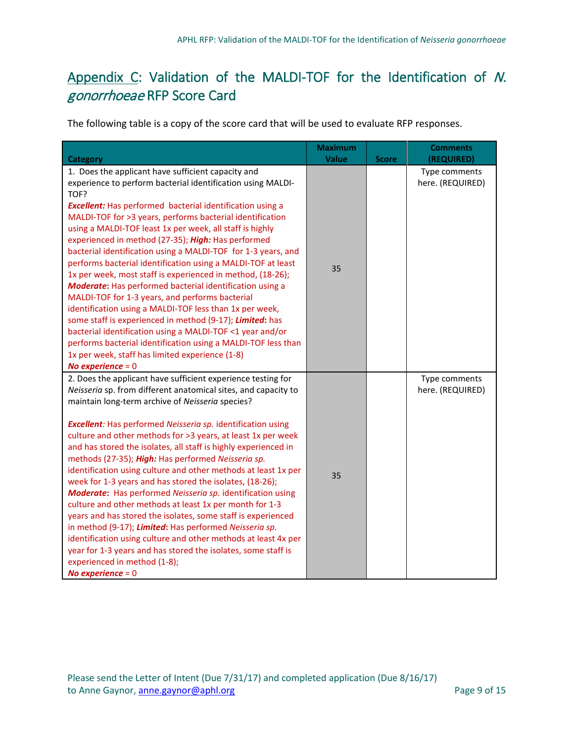## Appendix C: Validation of the MALDI-TOF for the Identification of *N. gonorrhoeae* RFP Score Card

The following table is a copy of the score card that will be used to evaluate RFP responses.

| Category | Maximum Value | Score | Comments (REQUIRED) |
|---|---|---|---|
| 1. Does the applicant have sufficient capacity and experience to perform bacterial identification using MALDI-TOF?<br>***Excellent:*** Has performed bacterial identification using a MALDI-TOF for >3 years, performs bacterial identification using a MALDI-TOF least 1x per week, all staff is highly experienced in method (27-35); ***High:*** Has performed bacterial identification using a MALDI-TOF for 1-3 years, and performs bacterial identification using a MALDI-TOF at least 1x per week, most staff is experienced in method, (18-26); ***Moderate***: Has performed bacterial identification using a MALDI-TOF for 1-3 years, and performs bacterial identification using a MALDI-TOF less than 1x per week, some staff is experienced in method (9-17); ***Limited***: has bacterial identification using a MALDI-TOF <1 year and/or performs bacterial identification using a MALDI-TOF less than 1x per week, staff has limited experience (1-8)<br>***No experience*** = 0 | 35 | | Type comments here. (REQUIRED) |
| 2. Does the applicant have sufficient experience testing for *Neisseria* sp. from different anatomical sites, and capacity to maintain long-term archive of *Neisseria* species?<br><br>***Excellent:*** Has performed *Neisseria sp.* identification using culture and other methods for >3 years, at least 1x per week and has stored the isolates, all staff is highly experienced in methods (27-35); ***High:*** Has performed *Neisseria sp.* identification using culture and other methods at least 1x per week for 1-3 years and has stored the isolates, (18-26); ***Moderate***: Has performed *Neisseria sp.* identification using culture and other methods at least 1x per month for 1-3 years and has stored the isolates, some staff is experienced in method (9-17); ***Limited***: Has performed *Neisseria sp.* identification using culture and other methods at least 4x per year for 1-3 years and has stored the isolates, some staff is experienced in method (1-8);<br>***No experience*** = 0 | 35 | | Type comments here. (REQUIRED) |

Please send the Letter of Intent (Due 7/31/17) and completed application (Due 8/16/17) to Anne Gaynor, anne.gaynor@aphl.org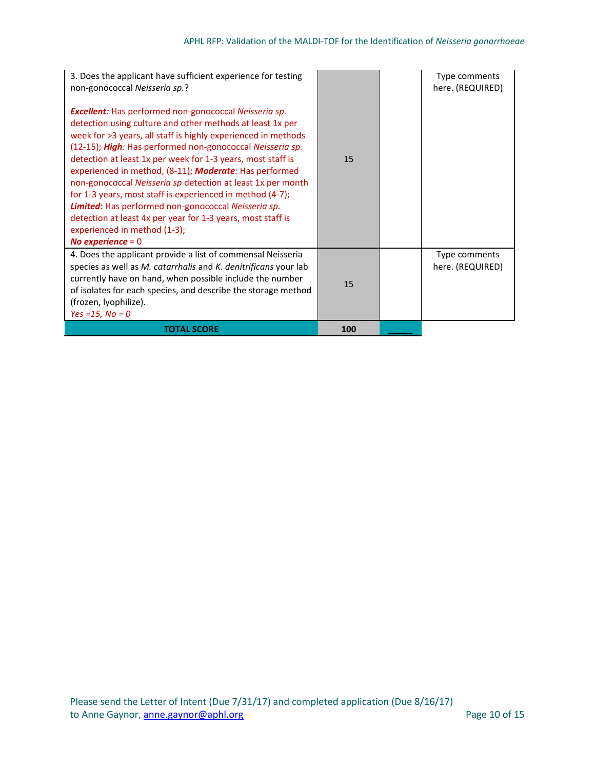| | | | |
|---|---|---|---|
| 3. Does the applicant have sufficient experience for testing non-gonococcal *Neisseria sp.*?<br><br>***Excellent:*** Has performed non-gonococcal *Neisseria sp.* detection using culture and other methods at least 1x per week for >3 years, all staff is highly experienced in methods (12-15); ***High:*** Has performed non-gonococcal *Neisseria sp.* detection at least 1x per week for 1-3 years, most staff is experienced in method, (8-11); ***Moderate:*** Has performed non-gonococcal *Neisseria sp* detection at least 1x per month for 1-3 years, most staff is experienced in method (4-7); ***Limited*****:** Has performed non-gonococcal *Neisseria sp.* detection at least 4x per year for 1-3 years, most staff is experienced in method (1-3);<br>***No experience*** = 0 | 15 | | Type comments here. (REQUIRED) |
| 4. Does the applicant provide a list of commensal Neisseria species as well as *M. catarrhalis* and *K. denitrificans* your lab currently have on hand, when possible include the number of isolates for each species, and describe the storage method (frozen, lyophilize).<br>*Yes =15, No = 0* | 15 | | Type comments here. (REQUIRED) |
| **TOTAL SCORE** | **100** | _____ | |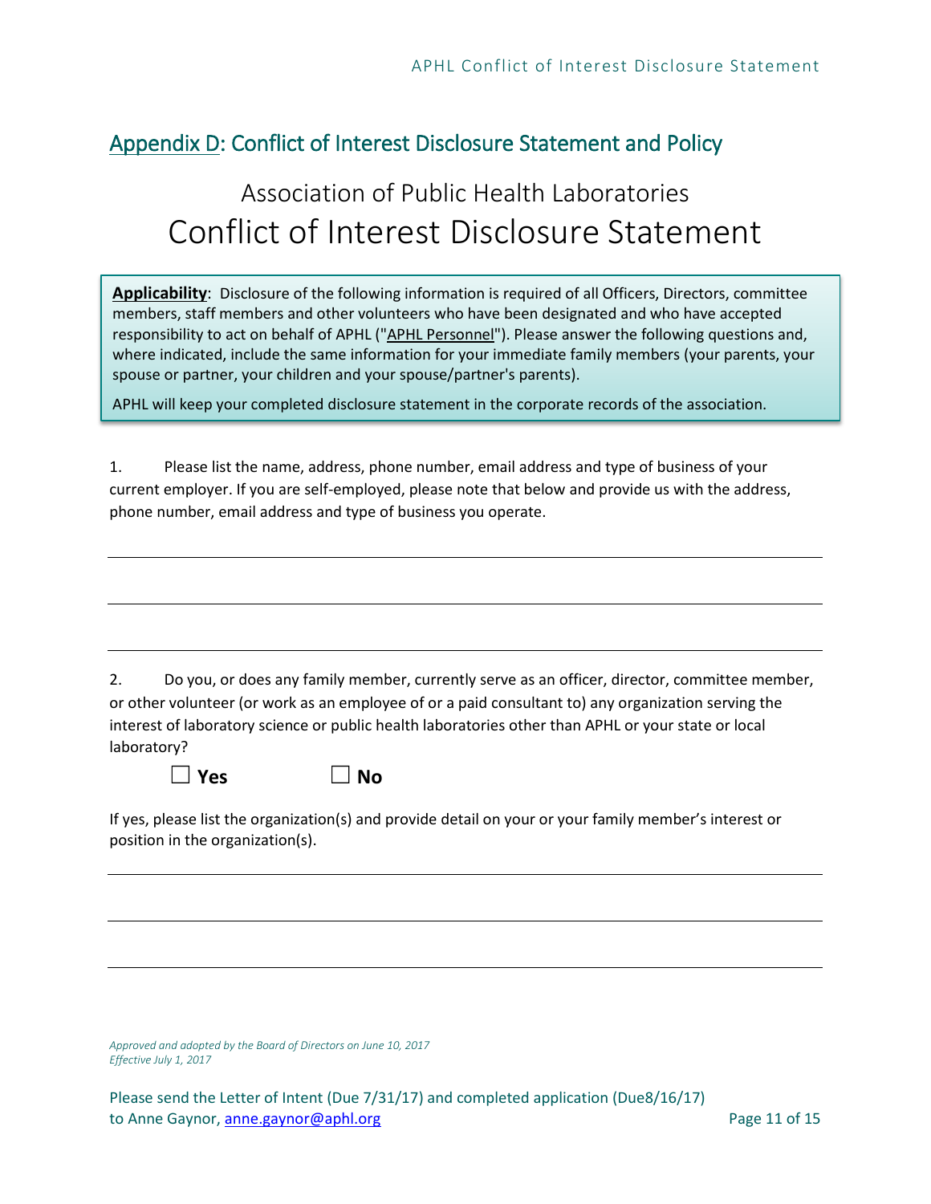## Appendix D: Conflict of Interest Disclosure Statement and Policy

# Association of Public Health Laboratories
# Conflict of Interest Disclosure Statement

**Applicability**: Disclosure of the following information is required of all Officers, Directors, committee members, staff members and other volunteers who have been designated and who have accepted responsibility to act on behalf of APHL ("APHL Personnel"). Please answer the following questions and, where indicated, include the same information for your immediate family members (your parents, your spouse or partner, your children and your spouse/partner's parents).

APHL will keep your completed disclosure statement in the corporate records of the association.

1. Please list the name, address, phone number, email address and type of business of your current employer. If you are self-employed, please note that below and provide us with the address, phone number, email address and type of business you operate.

______________________________________________________________________

______________________________________________________________________

______________________________________________________________________

2. Do you, or does any family member, currently serve as an officer, director, committee member, or other volunteer (or work as an employee of or a paid consultant to) any organization serving the interest of laboratory science or public health laboratories other than APHL or your state or local laboratory?

☐ **Yes** ☐ **No**

If yes, please list the organization(s) and provide detail on your or your family member's interest or position in the organization(s).

______________________________________________________________________

______________________________________________________________________

______________________________________________________________________

*Approved and adopted by the Board of Directors on June 10, 2017*
*Effective July 1, 2017*

Please send the Letter of Intent (Due 7/31/17) and completed application (Due8/16/17) to Anne Gaynor, anne.gaynor@aphl.org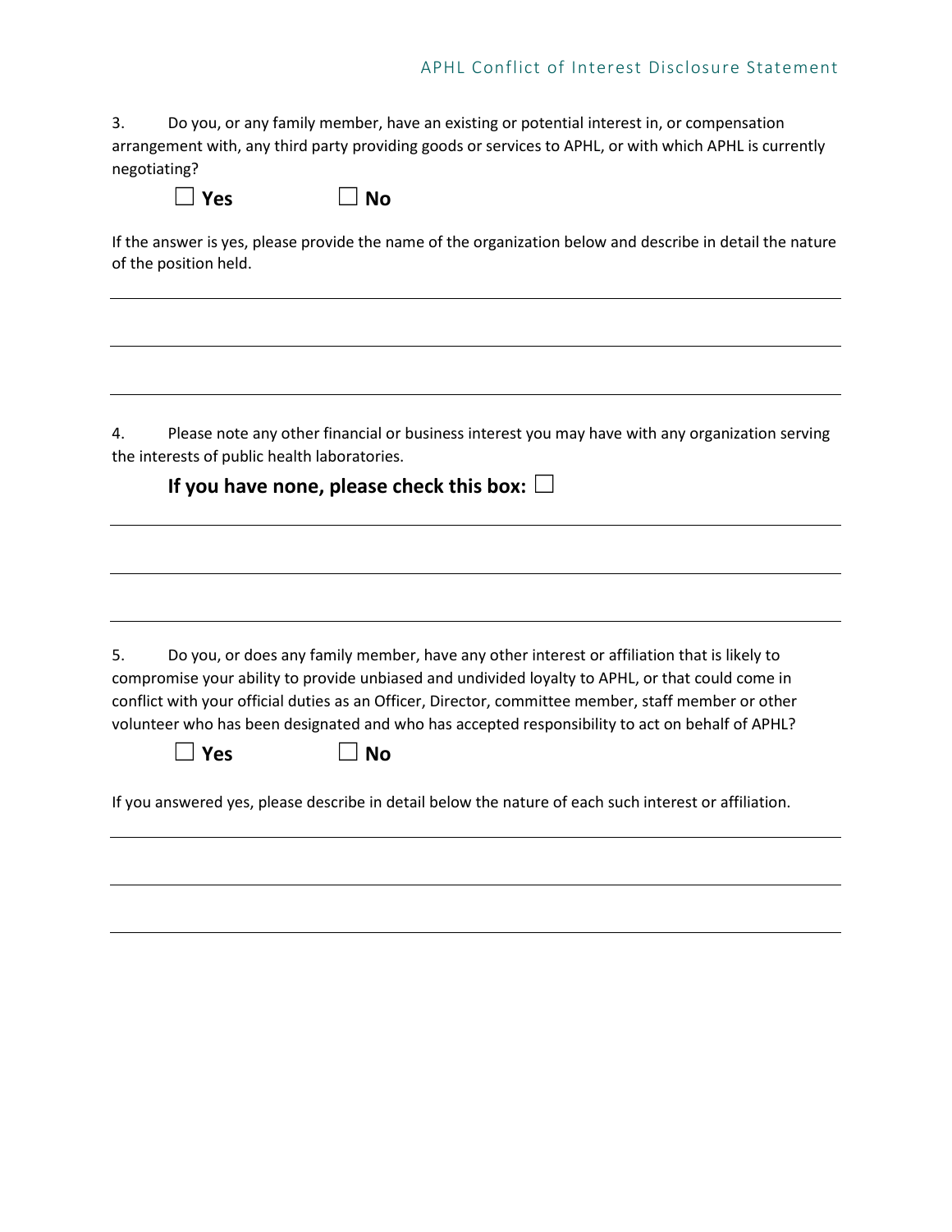3. Do you, or any family member, have an existing or potential interest in, or compensation arrangement with, any third party providing goods or services to APHL, or with which APHL is currently negotiating?

☐ **Yes** ☐ **No**

If the answer is yes, please provide the name of the organization below and describe in detail the nature of the position held.

---

---

---

4. Please note any other financial or business interest you may have with any organization serving the interests of public health laboratories.

**If you have none, please check this box:** ☐

---

---

---

5. Do you, or does any family member, have any other interest or affiliation that is likely to compromise your ability to provide unbiased and undivided loyalty to APHL, or that could come in conflict with your official duties as an Officer, Director, committee member, staff member or other volunteer who has been designated and who has accepted responsibility to act on behalf of APHL?

☐ **Yes** ☐ **No**

If you answered yes, please describe in detail below the nature of each such interest or affiliation.

---

---

---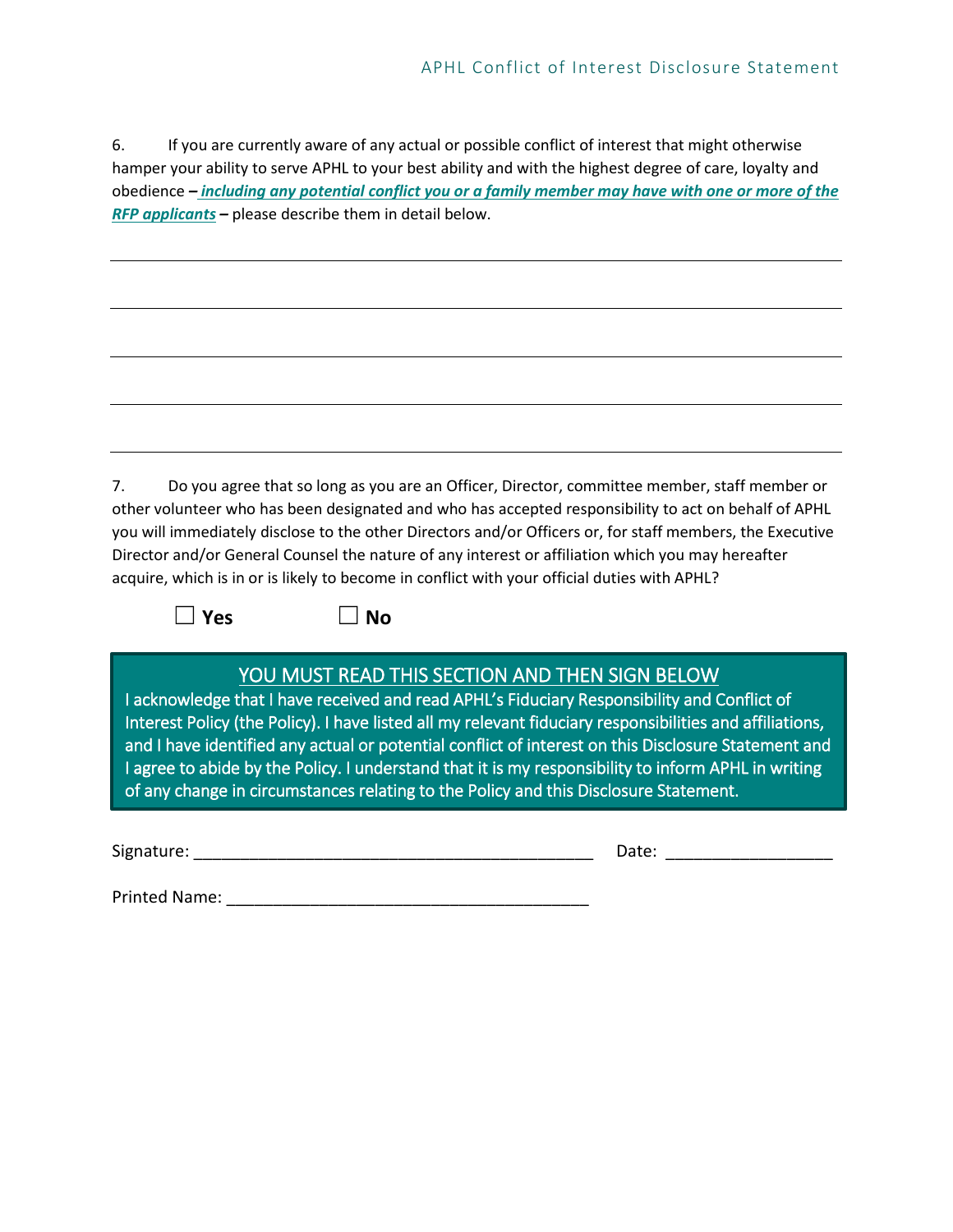6. If you are currently aware of any actual or possible conflict of interest that might otherwise hamper your ability to serve APHL to your best ability and with the highest degree of care, loyalty and obedience – ***including any potential conflict you or a family member may have with one or more of the RFP applicants*** – please describe them in detail below.

\_\_\_\_\_\_\_\_\_\_\_\_\_\_\_\_\_\_\_\_\_\_\_\_\_\_\_\_\_\_\_\_\_\_\_\_\_\_\_\_\_\_\_\_\_\_\_\_\_\_\_\_\_\_\_\_\_\_\_\_\_\_\_\_\_\_\_\_\_\_\_\_\_\_\_\_

\_\_\_\_\_\_\_\_\_\_\_\_\_\_\_\_\_\_\_\_\_\_\_\_\_\_\_\_\_\_\_\_\_\_\_\_\_\_\_\_\_\_\_\_\_\_\_\_\_\_\_\_\_\_\_\_\_\_\_\_\_\_\_\_\_\_\_\_\_\_\_\_\_\_\_\_

\_\_\_\_\_\_\_\_\_\_\_\_\_\_\_\_\_\_\_\_\_\_\_\_\_\_\_\_\_\_\_\_\_\_\_\_\_\_\_\_\_\_\_\_\_\_\_\_\_\_\_\_\_\_\_\_\_\_\_\_\_\_\_\_\_\_\_\_\_\_\_\_\_\_\_\_

\_\_\_\_\_\_\_\_\_\_\_\_\_\_\_\_\_\_\_\_\_\_\_\_\_\_\_\_\_\_\_\_\_\_\_\_\_\_\_\_\_\_\_\_\_\_\_\_\_\_\_\_\_\_\_\_\_\_\_\_\_\_\_\_\_\_\_\_\_\_\_\_\_\_\_\_

7. Do you agree that so long as you are an Officer, Director, committee member, staff member or other volunteer who has been designated and who has accepted responsibility to act on behalf of APHL you will immediately disclose to the other Directors and/or Officers or, for staff members, the Executive Director and/or General Counsel the nature of any interest or affiliation which you may hereafter acquire, which is in or is likely to become in conflict with your official duties with APHL?

☐ **Yes** ☐ **No**

**YOU MUST READ THIS SECTION AND THEN SIGN BELOW**

I acknowledge that I have received and read APHL's Fiduciary Responsibility and Conflict of Interest Policy (the Policy). I have listed all my relevant fiduciary responsibilities and affiliations, and I have identified any actual or potential conflict of interest on this Disclosure Statement and I agree to abide by the Policy. I understand that it is my responsibility to inform APHL in writing of any change in circumstances relating to the Policy and this Disclosure Statement.

Signature: \_\_\_\_\_\_\_\_\_\_\_\_\_\_\_\_\_\_\_\_\_\_\_\_\_\_\_\_\_\_\_\_\_\_\_\_\_\_\_\_\_\_ Date: \_\_\_\_\_\_\_\_\_\_\_\_\_\_\_\_\_\_

Printed Name: \_\_\_\_\_\_\_\_\_\_\_\_\_\_\_\_\_\_\_\_\_\_\_\_\_\_\_\_\_\_\_\_\_\_\_\_\_\_\_\_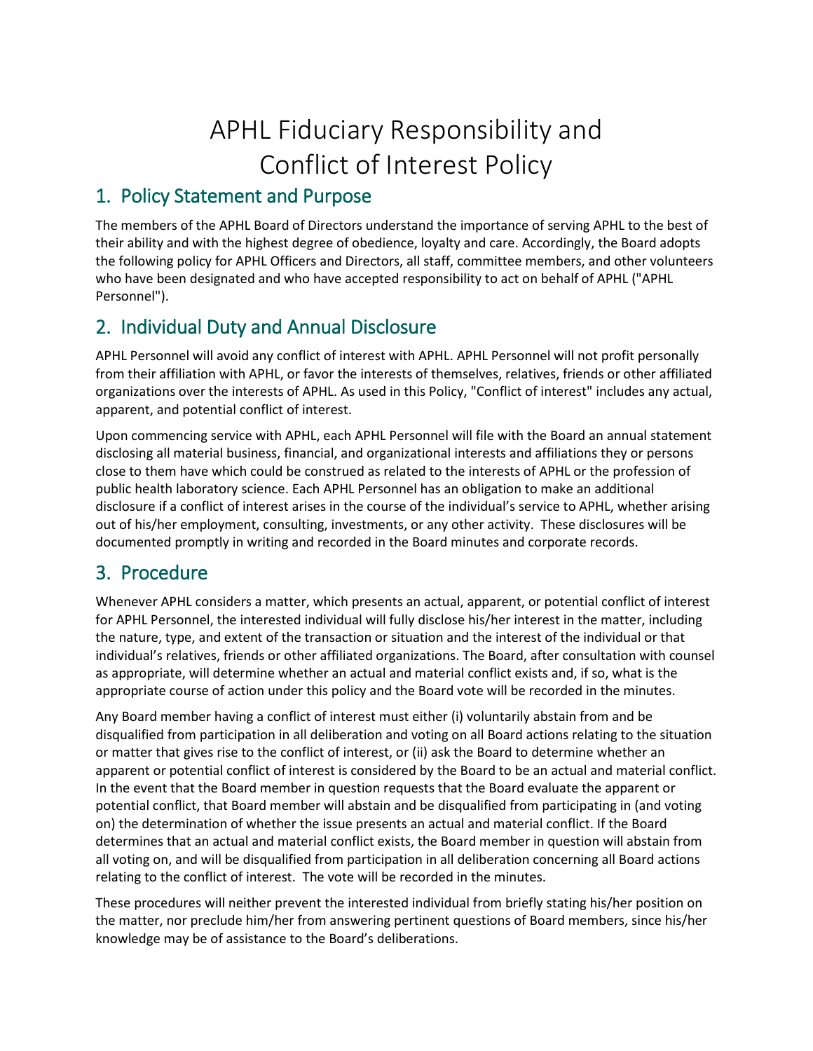# APHL Fiduciary Responsibility and Conflict of Interest Policy

## 1. Policy Statement and Purpose

The members of the APHL Board of Directors understand the importance of serving APHL to the best of their ability and with the highest degree of obedience, loyalty and care. Accordingly, the Board adopts the following policy for APHL Officers and Directors, all staff, committee members, and other volunteers who have been designated and who have accepted responsibility to act on behalf of APHL ("APHL Personnel").

## 2. Individual Duty and Annual Disclosure

APHL Personnel will avoid any conflict of interest with APHL. APHL Personnel will not profit personally from their affiliation with APHL, or favor the interests of themselves, relatives, friends or other affiliated organizations over the interests of APHL. As used in this Policy, "Conflict of interest" includes any actual, apparent, and potential conflict of interest.

Upon commencing service with APHL, each APHL Personnel will file with the Board an annual statement disclosing all material business, financial, and organizational interests and affiliations they or persons close to them have which could be construed as related to the interests of APHL or the profession of public health laboratory science. Each APHL Personnel has an obligation to make an additional disclosure if a conflict of interest arises in the course of the individual's service to APHL, whether arising out of his/her employment, consulting, investments, or any other activity. These disclosures will be documented promptly in writing and recorded in the Board minutes and corporate records.

## 3. Procedure

Whenever APHL considers a matter, which presents an actual, apparent, or potential conflict of interest for APHL Personnel, the interested individual will fully disclose his/her interest in the matter, including the nature, type, and extent of the transaction or situation and the interest of the individual or that individual's relatives, friends or other affiliated organizations. The Board, after consultation with counsel as appropriate, will determine whether an actual and material conflict exists and, if so, what is the appropriate course of action under this policy and the Board vote will be recorded in the minutes.

Any Board member having a conflict of interest must either (i) voluntarily abstain from and be disqualified from participation in all deliberation and voting on all Board actions relating to the situation or matter that gives rise to the conflict of interest, or (ii) ask the Board to determine whether an apparent or potential conflict of interest is considered by the Board to be an actual and material conflict. In the event that the Board member in question requests that the Board evaluate the apparent or potential conflict, that Board member will abstain and be disqualified from participating in (and voting on) the determination of whether the issue presents an actual and material conflict. If the Board determines that an actual and material conflict exists, the Board member in question will abstain from all voting on, and will be disqualified from participation in all deliberation concerning all Board actions relating to the conflict of interest. The vote will be recorded in the minutes.

These procedures will neither prevent the interested individual from briefly stating his/her position on the matter, nor preclude him/her from answering pertinent questions of Board members, since his/her knowledge may be of assistance to the Board's deliberations.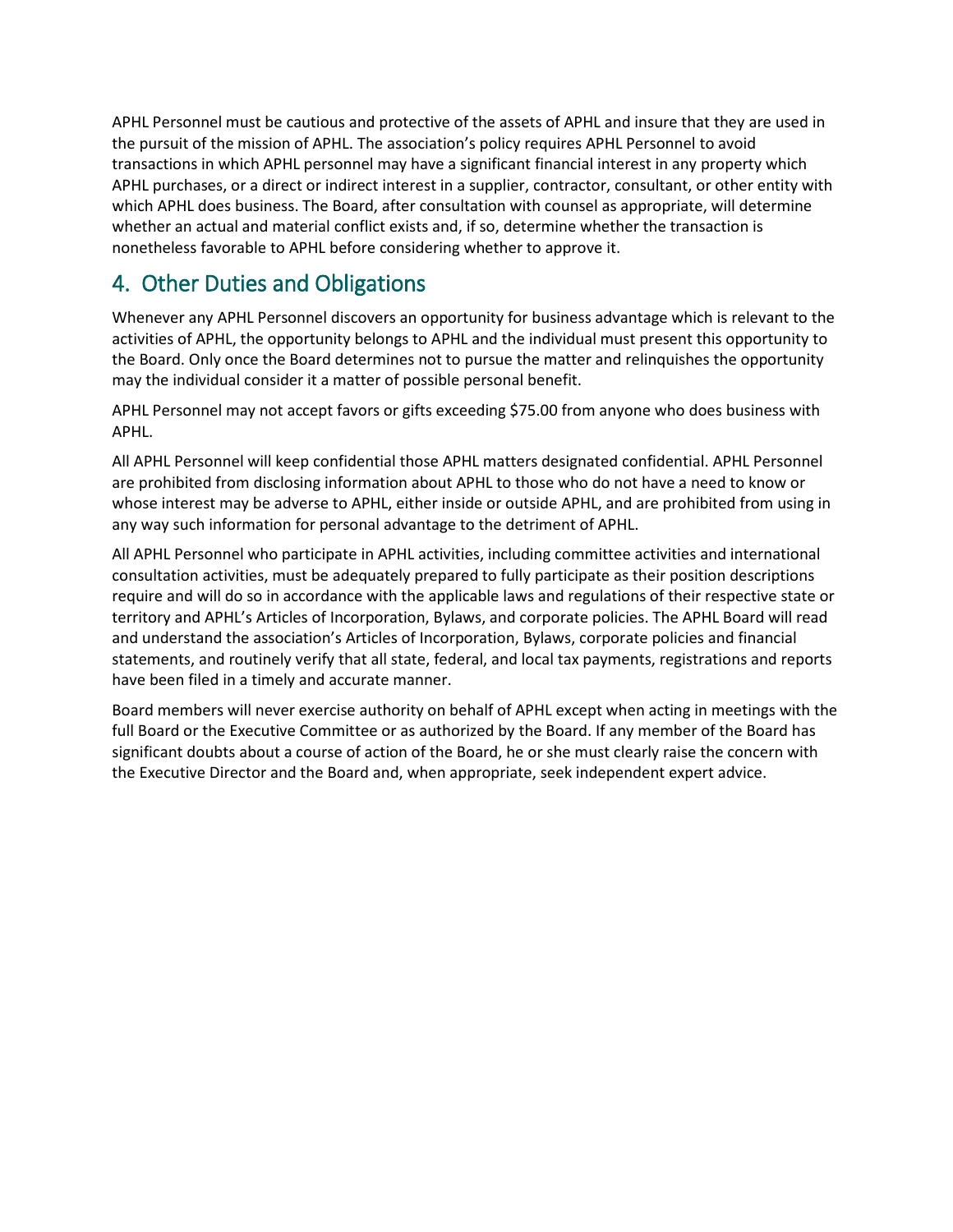APHL Personnel must be cautious and protective of the assets of APHL and insure that they are used in the pursuit of the mission of APHL. The association's policy requires APHL Personnel to avoid transactions in which APHL personnel may have a significant financial interest in any property which APHL purchases, or a direct or indirect interest in a supplier, contractor, consultant, or other entity with which APHL does business. The Board, after consultation with counsel as appropriate, will determine whether an actual and material conflict exists and, if so, determine whether the transaction is nonetheless favorable to APHL before considering whether to approve it.

## 4. Other Duties and Obligations

Whenever any APHL Personnel discovers an opportunity for business advantage which is relevant to the activities of APHL, the opportunity belongs to APHL and the individual must present this opportunity to the Board. Only once the Board determines not to pursue the matter and relinquishes the opportunity may the individual consider it a matter of possible personal benefit.

APHL Personnel may not accept favors or gifts exceeding $75.00 from anyone who does business with APHL.

All APHL Personnel will keep confidential those APHL matters designated confidential. APHL Personnel are prohibited from disclosing information about APHL to those who do not have a need to know or whose interest may be adverse to APHL, either inside or outside APHL, and are prohibited from using in any way such information for personal advantage to the detriment of APHL.

All APHL Personnel who participate in APHL activities, including committee activities and international consultation activities, must be adequately prepared to fully participate as their position descriptions require and will do so in accordance with the applicable laws and regulations of their respective state or territory and APHL's Articles of Incorporation, Bylaws, and corporate policies. The APHL Board will read and understand the association's Articles of Incorporation, Bylaws, corporate policies and financial statements, and routinely verify that all state, federal, and local tax payments, registrations and reports have been filed in a timely and accurate manner.

Board members will never exercise authority on behalf of APHL except when acting in meetings with the full Board or the Executive Committee or as authorized by the Board. If any member of the Board has significant doubts about a course of action of the Board, he or she must clearly raise the concern with the Executive Director and the Board and, when appropriate, seek independent expert advice.